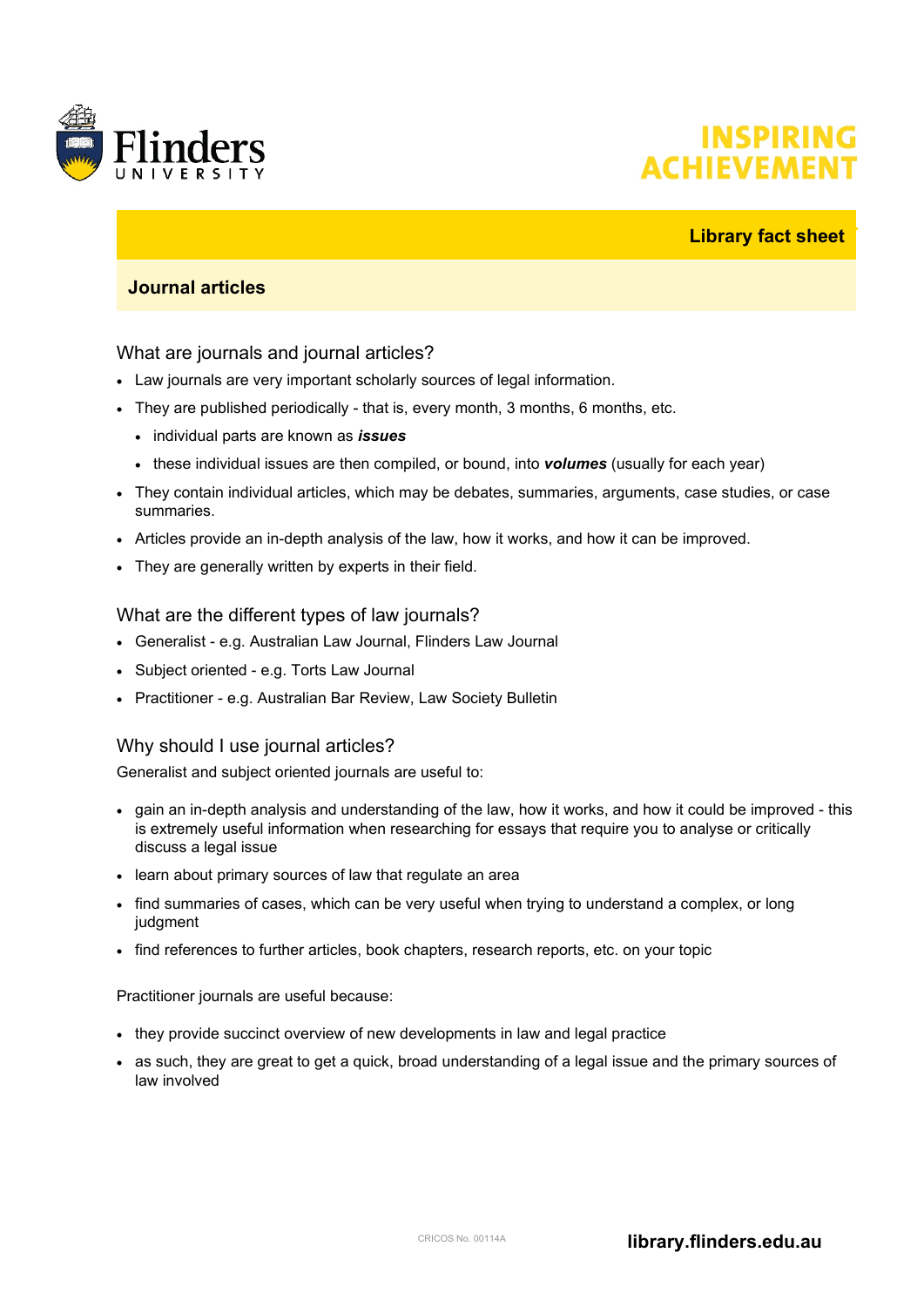Library fact sheet

# Journal articles

## What are journals and journal articles?

- Law journals are very important scholarly sources of legal information.
- They are published periodically - that is, every month, 3 months, 6 months, etc.
  - individual parts are known as ***issues***
  - these individual issues are then compiled, or bound, into ***volumes*** (usually for each year)
- They contain individual articles, which may be debates, summaries, arguments, case studies, or case summaries.
- Articles provide an in-depth analysis of the law, how it works, and how it can be improved.
- They are generally written by experts in their field.

## What are the different types of law journals?

- Generalist - e.g. Australian Law Journal, Flinders Law Journal
- Subject oriented - e.g. Torts Law Journal
- Practitioner - e.g. Australian Bar Review, Law Society Bulletin

## Why should I use journal articles?

Generalist and subject oriented journals are useful to:

- gain an in-depth analysis and understanding of the law, how it works, and how it could be improved - this is extremely useful information when researching for essays that require you to analyse or critically discuss a legal issue
- learn about primary sources of law that regulate an area
- find summaries of cases, which can be very useful when trying to understand a complex, or long judgment
- find references to further articles, book chapters, research reports, etc. on your topic

Practitioner journals are useful because:

- they provide succinct overview of new developments in law and legal practice
- as such, they are great to get a quick, broad understanding of a legal issue and the primary sources of law involved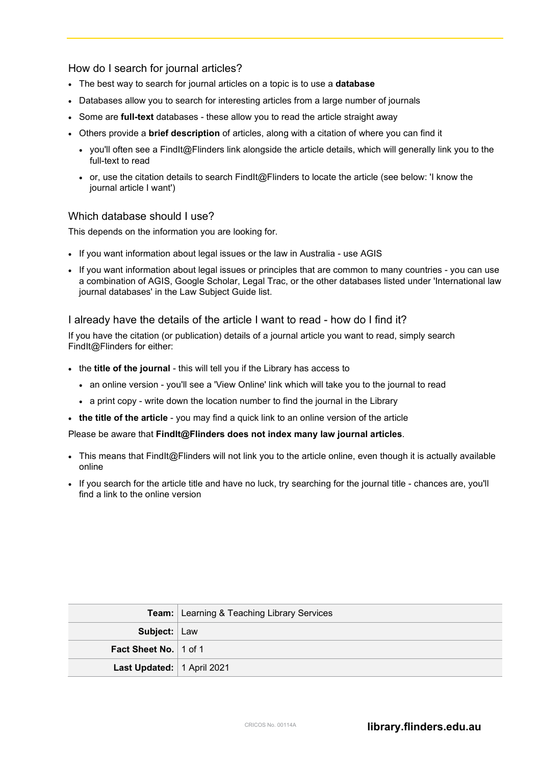## How do I search for journal articles?

- The best way to search for journal articles on a topic is to use a **database**
- Databases allow you to search for interesting articles from a large number of journals
- Some are **full-text** databases - these allow you to read the article straight away
- Others provide a **brief description** of articles, along with a citation of where you can find it
  - you'll often see a FindIt@Flinders link alongside the article details, which will generally link you to the full-text to read
  - or, use the citation details to search FindIt@Flinders to locate the article (see below: 'I know the journal article I want')

## Which database should I use?

This depends on the information you are looking for.

- If you want information about legal issues or the law in Australia - use AGIS
- If you want information about legal issues or principles that are common to many countries - you can use a combination of AGIS, Google Scholar, Legal Trac, or the other databases listed under 'International law journal databases' in the Law Subject Guide list.

## I already have the details of the article I want to read - how do I find it?

If you have the citation (or publication) details of a journal article you want to read, simply search FindIt@Flinders for either:

- the **title of the journal** - this will tell you if the Library has access to
  - an online version - you'll see a 'View Online' link which will take you to the journal to read
  - a print copy - write down the location number to find the journal in the Library
- **the title of the article** - you may find a quick link to an online version of the article

Please be aware that **FindIt@Flinders does not index many law journal articles**.

- This means that FindIt@Flinders will not link you to the article online, even though it is actually available online
- If you search for the article title and have no luck, try searching for the journal title - chances are, you'll find a link to the online version

| | |
|---|---|
| **Team:** | Learning & Teaching Library Services |
| **Subject:** | Law |
| **Fact Sheet No.** | 1 of 1 |
| **Last Updated:** | 1 April 2021 |

CRICOS No. 00114A

**library.flinders.edu.au**